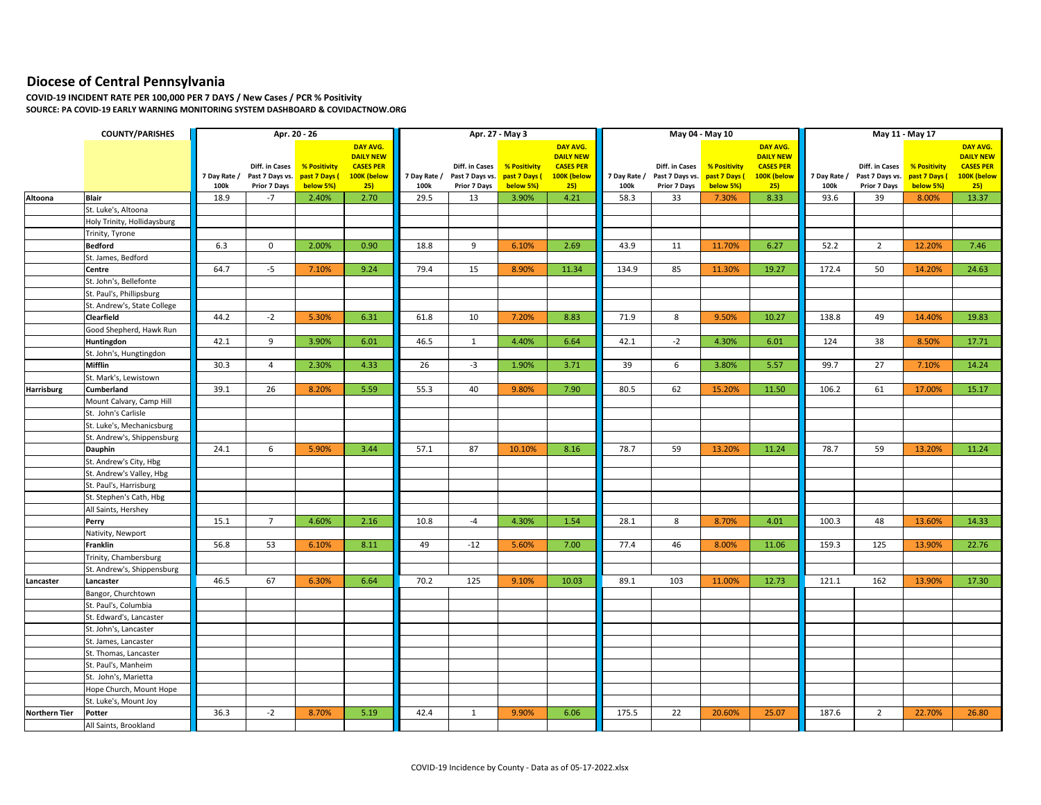# Diocese of Central Pennsylvania

**COVID-19 INCIDENT RATE PER 100,000 PER 7 DAYS / New Cases / PCR % Positivity**
**SOURCE: PA COVID-19 EARLY WARNING MONITORING SYSTEM DASHBOARD & COVIDACTNOW.ORG**

| | COUNTY/PARISHES | Apr. 20 - 26 | | | | Apr. 27 - May 3 | | | | May 04 - May 10 | | | | May 11 - May 17 | | | |
|---|---|---|---|---|---|---|---|---|---|---|---|---|---|---|---|---|---|
| | | 7 Day Rate / 100k | Diff. in Cases Past 7 Days vs. Prior 7 Days | % Positivity past 7 Days ( below 5%) | DAY AVG. DAILY NEW CASES PER 100K (below 25) | 7 Day Rate / 100k | Diff. in Cases Past 7 Days vs. Prior 7 Days | % Positivity past 7 Days ( below 5%) | DAY AVG. DAILY NEW CASES PER 100K (below 25) | 7 Day Rate / 100k | Diff. in Cases Past 7 Days vs. Prior 7 Days | % Positivity past 7 Days ( below 5%) | DAY AVG. DAILY NEW CASES PER 100K (below 25) | 7 Day Rate / 100k | Diff. in Cases Past 7 Days vs. Prior 7 Days | % Positivity past 7 Days ( below 5%) | DAY AVG. DAILY NEW CASES PER 100K (below 25) |
| Altoona | **Blair** | 18.9 | -7 | 2.40% | 2.70 | 29.5 | 13 | 3.90% | 4.21 | 58.3 | 33 | 7.30% | 8.33 | 93.6 | 39 | 8.00% | 13.37 |
| | St. Luke's, Altoona | | | | | | | | | | | | | | | | |
| | Holy Trinity, Hollidaysburg | | | | | | | | | | | | | | | | |
| | Trinity, Tyrone | | | | | | | | | | | | | | | | |
| | **Bedford** | 6.3 | 0 | 2.00% | 0.90 | 18.8 | 9 | 6.10% | 2.69 | 43.9 | 11 | 11.70% | 6.27 | 52.2 | 2 | 12.20% | 7.46 |
| | St. James, Bedford | | | | | | | | | | | | | | | | |
| | **Centre** | 64.7 | -5 | 7.10% | 9.24 | 79.4 | 15 | 8.90% | 11.34 | 134.9 | 85 | 11.30% | 19.27 | 172.4 | 50 | 14.20% | 24.63 |
| | St. John's, Bellefonte | | | | | | | | | | | | | | | | |
| | St. Paul's, Phillipsburg | | | | | | | | | | | | | | | | |
| | St. Andrew's, State College | | | | | | | | | | | | | | | | |
| | **Clearfield** | 44.2 | -2 | 5.30% | 6.31 | 61.8 | 10 | 7.20% | 8.83 | 71.9 | 8 | 9.50% | 10.27 | 138.8 | 49 | 14.40% | 19.83 |
| | Good Shepherd, Hawk Run | | | | | | | | | | | | | | | | |
| | **Huntingdon** | 42.1 | 9 | 3.90% | 6.01 | 46.5 | 1 | 4.40% | 6.64 | 42.1 | -2 | 4.30% | 6.01 | 124 | 38 | 8.50% | 17.71 |
| | St. John's, Hungtingdon | | | | | | | | | | | | | | | | |
| | **Mifflin** | 30.3 | 4 | 2.30% | 4.33 | 26 | -3 | 1.90% | 3.71 | 39 | 6 | 3.80% | 5.57 | 99.7 | 27 | 7.10% | 14.24 |
| | St. Mark's, Lewistown | | | | | | | | | | | | | | | | |
| Harrisburg | **Cumberland** | 39.1 | 26 | 8.20% | 5.59 | 55.3 | 40 | 9.80% | 7.90 | 80.5 | 62 | 15.20% | 11.50 | 106.2 | 61 | 17.00% | 15.17 |
| | Mount Calvary, Camp Hill | | | | | | | | | | | | | | | | |
| | St. John's Carlisle | | | | | | | | | | | | | | | | |
| | St. Luke's, Mechanicsburg | | | | | | | | | | | | | | | | |
| | St. Andrew's, Shippensburg | | | | | | | | | | | | | | | | |
| | **Dauphin** | 24.1 | 6 | 5.90% | 3.44 | 57.1 | 87 | 10.10% | 8.16 | 78.7 | 59 | 13.20% | 11.24 | 78.7 | 59 | 13.20% | 11.24 |
| | St. Andrew's City, Hbg | | | | | | | | | | | | | | | | |
| | St. Andrew's Valley, Hbg | | | | | | | | | | | | | | | | |
| | St. Paul's, Harrisburg | | | | | | | | | | | | | | | | |
| | St. Stephen's Cath, Hbg | | | | | | | | | | | | | | | | |
| | All Saints, Hershey | | | | | | | | | | | | | | | | |
| | **Perry** | 15.1 | 7 | 4.60% | 2.16 | 10.8 | -4 | 4.30% | 1.54 | 28.1 | 8 | 8.70% | 4.01 | 100.3 | 48 | 13.60% | 14.33 |
| | Nativity, Newport | | | | | | | | | | | | | | | | |
| | **Franklin** | 56.8 | 53 | 6.10% | 8.11 | 49 | -12 | 5.60% | 7.00 | 77.4 | 46 | 8.00% | 11.06 | 159.3 | 125 | 13.90% | 22.76 |
| | Trinity, Chambersburg | | | | | | | | | | | | | | | | |
| | St. Andrew's, Shippensburg | | | | | | | | | | | | | | | | |
| Lancaster | **Lancaster** | 46.5 | 67 | 6.30% | 6.64 | 70.2 | 125 | 9.10% | 10.03 | 89.1 | 103 | 11.00% | 12.73 | 121.1 | 162 | 13.90% | 17.30 |
| | Bangor, Churchtown | | | | | | | | | | | | | | | | |
| | St. Paul's, Columbia | | | | | | | | | | | | | | | | |
| | St. Edward's, Lancaster | | | | | | | | | | | | | | | | |
| | St. John's, Lancaster | | | | | | | | | | | | | | | | |
| | St. James, Lancaster | | | | | | | | | | | | | | | | |
| | St. Thomas, Lancaster | | | | | | | | | | | | | | | | |
| | St. Paul's, Manheim | | | | | | | | | | | | | | | | |
| | St. John's, Marietta | | | | | | | | | | | | | | | | |
| | Hope Church, Mount Hope | | | | | | | | | | | | | | | | |
| | St. Luke's, Mount Joy | | | | | | | | | | | | | | | | |
| Northern Tier | **Potter** | 36.3 | -2 | 8.70% | 5.19 | 42.4 | 1 | 9.90% | 6.06 | 175.5 | 22 | 20.60% | 25.07 | 187.6 | 2 | 22.70% | 26.80 |
| | All Saints, Brookland | | | | | | | | | | | | | | | | |

COVID-19 Incidence by County - Data as of 05-17-2022.xlsx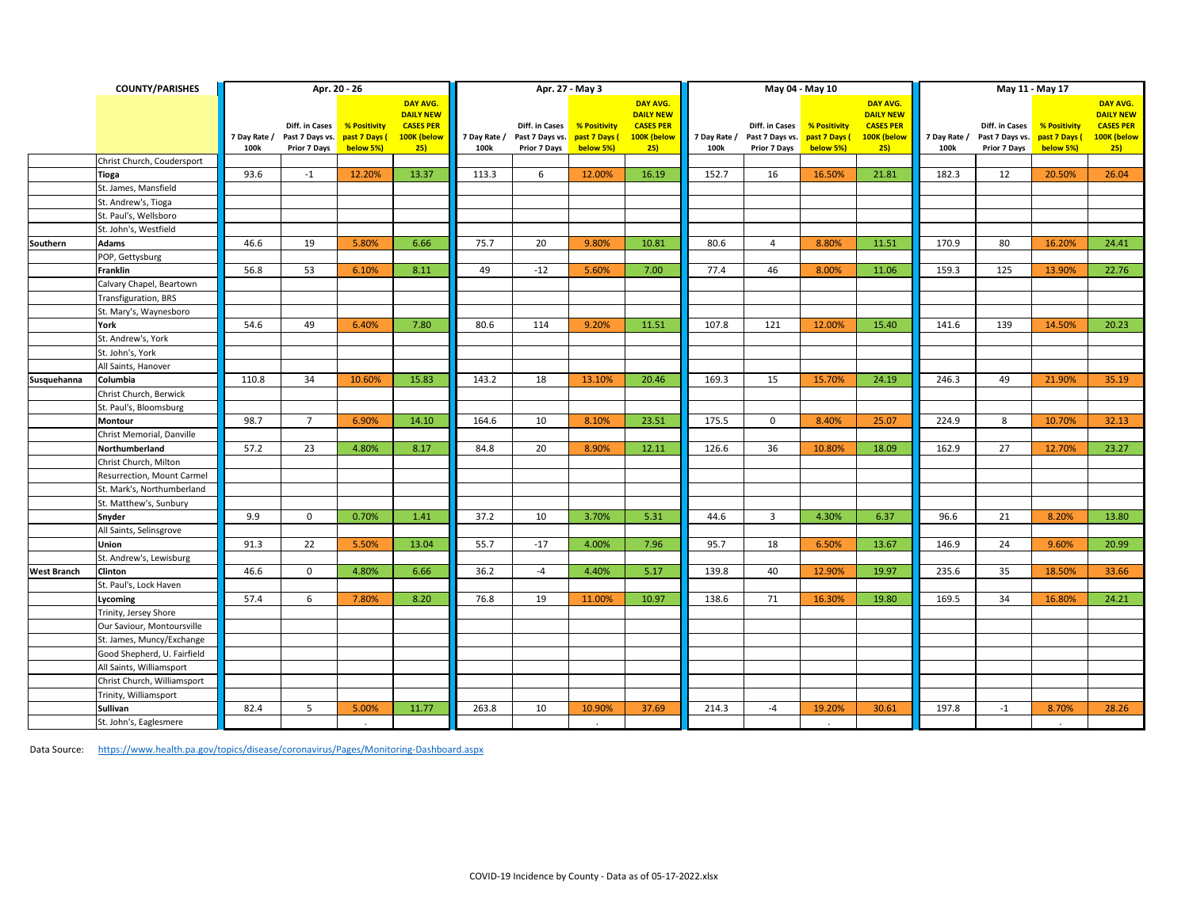| COUNTY/PARISHES | | Apr. 20 - 26 | | | | Apr. 27 - May 3 | | | | May 04 - May 10 | | | | May 11 - May 17 | | | |
|---|---|---|---|---|---|---|---|---|---|---|---|---|---|---|---|---|---|
| | | 7 Day Rate / 100k | Diff. in Cases Past 7 Days vs. Prior 7 Days | % Positivity past 7 Days ( below 5%) | DAY AVG. DAILY NEW CASES PER 100K (below 25) | 7 Day Rate / 100k | Diff. in Cases Past 7 Days vs. Prior 7 Days | % Positivity past 7 Days ( below 5%) | DAY AVG. DAILY NEW CASES PER 100K (below 25) | 7 Day Rate / 100k | Diff. in Cases Past 7 Days vs. Prior 7 Days | % Positivity past 7 Days ( below 5%) | DAY AVG. DAILY NEW CASES PER 100K (below 25) | 7 Day Rate / 100k | Diff. in Cases Past 7 Days vs. Prior 7 Days | % Positivity past 7 Days ( below 5%) | DAY AVG. DAILY NEW CASES PER 100K (below 25) |
| | Christ Church, Coudersport | | | | | | | | | | | | | | | | |
| | **Tioga** | 93.6 | -1 | 12.20% | 13.37 | 113.3 | 6 | 12.00% | 16.19 | 152.7 | 16 | 16.50% | 21.81 | 182.3 | 12 | 20.50% | 26.04 |
| | St. James, Mansfield | | | | | | | | | | | | | | | | |
| | St. Andrew's, Tioga | | | | | | | | | | | | | | | | |
| | St. Paul's, Wellsboro | | | | | | | | | | | | | | | | |
| | St. John's, Westfield | | | | | | | | | | | | | | | | |
| **Southern** | **Adams** | 46.6 | 19 | 5.80% | 6.66 | 75.7 | 20 | 9.80% | 10.81 | 80.6 | 4 | 8.80% | 11.51 | 170.9 | 80 | 16.20% | 24.41 |
| | POP, Gettysburg | | | | | | | | | | | | | | | | |
| | **Franklin** | 56.8 | 53 | 6.10% | 8.11 | 49 | -12 | 5.60% | 7.00 | 77.4 | 46 | 8.00% | 11.06 | 159.3 | 125 | 13.90% | 22.76 |
| | Calvary Chapel, Beartown | | | | | | | | | | | | | | | | |
| | Transfiguration, BRS | | | | | | | | | | | | | | | | |
| | St. Mary's, Waynesboro | | | | | | | | | | | | | | | | |
| | **York** | 54.6 | 49 | 6.40% | 7.80 | 80.6 | 114 | 9.20% | 11.51 | 107.8 | 121 | 12.00% | 15.40 | 141.6 | 139 | 14.50% | 20.23 |
| | St. Andrew's, York | | | | | | | | | | | | | | | | |
| | St. John's, York | | | | | | | | | | | | | | | | |
| | All Saints, Hanover | | | | | | | | | | | | | | | | |
| **Susquehanna** | **Columbia** | 110.8 | 34 | 10.60% | 15.83 | 143.2 | 18 | 13.10% | 20.46 | 169.3 | 15 | 15.70% | 24.19 | 246.3 | 49 | 21.90% | 35.19 |
| | Christ Church, Berwick | | | | | | | | | | | | | | | | |
| | St. Paul's, Bloomsburg | | | | | | | | | | | | | | | | |
| | **Montour** | 98.7 | 7 | 6.90% | 14.10 | 164.6 | 10 | 8.10% | 23.51 | 175.5 | 0 | 8.40% | 25.07 | 224.9 | 8 | 10.70% | 32.13 |
| | Christ Memorial, Danville | | | | | | | | | | | | | | | | |
| | **Northumberland** | 57.2 | 23 | 4.80% | 8.17 | 84.8 | 20 | 8.90% | 12.11 | 126.6 | 36 | 10.80% | 18.09 | 162.9 | 27 | 12.70% | 23.27 |
| | Christ Church, Milton | | | | | | | | | | | | | | | | |
| | Resurrection, Mount Carmel | | | | | | | | | | | | | | | | |
| | St. Mark's, Northumberland | | | | | | | | | | | | | | | | |
| | St. Matthew's, Sunbury | | | | | | | | | | | | | | | | |
| | **Snyder** | 9.9 | 0 | 0.70% | 1.41 | 37.2 | 10 | 3.70% | 5.31 | 44.6 | 3 | 4.30% | 6.37 | 96.6 | 21 | 8.20% | 13.80 |
| | All Saints, Selinsgrove | | | | | | | | | | | | | | | | |
| | **Union** | 91.3 | 22 | 5.50% | 13.04 | 55.7 | -17 | 4.00% | 7.96 | 95.7 | 18 | 6.50% | 13.67 | 146.9 | 24 | 9.60% | 20.99 |
| | St. Andrew's, Lewisburg | | | | | | | | | | | | | | | | |
| **West Branch** | **Clinton** | 46.6 | 0 | 4.80% | 6.66 | 36.2 | -4 | 4.40% | 5.17 | 139.8 | 40 | 12.90% | 19.97 | 235.6 | 35 | 18.50% | 33.66 |
| | St. Paul's, Lock Haven | | | | | | | | | | | | | | | | |
| | **Lycoming** | 57.4 | 6 | 7.80% | 8.20 | 76.8 | 19 | 11.00% | 10.97 | 138.6 | 71 | 16.30% | 19.80 | 169.5 | 34 | 16.80% | 24.21 |
| | Trinity, Jersey Shore | | | | | | | | | | | | | | | | |
| | Our Saviour, Montoursville | | | | | | | | | | | | | | | | |
| | St. James, Muncy/Exchange | | | | | | | | | | | | | | | | |
| | Good Shepherd, U. Fairfield | | | | | | | | | | | | | | | | |
| | All Saints, Williamsport | | | | | | | | | | | | | | | | |
| | Christ Church, Williamsport | | | | | | | | | | | | | | | | |
| | Trinity, Williamsport | | | | | | | | | | | | | | | | |
| | **Sullivan** | 82.4 | 5 | 5.00% | 11.77 | 263.8 | 10 | 10.90% | 37.69 | 214.3 | -4 | 19.20% | 30.61 | 197.8 | -1 | 8.70% | 28.26 |
| | St. John's, Eaglesmere | | | . | | | | . | | | | . | | | | . | |

Data Source: https://www.health.pa.gov/topics/disease/coronavirus/Pages/Monitoring-Dashboard.aspx

COVID-19 Incidence by County - Data as of 05-17-2022.xlsx